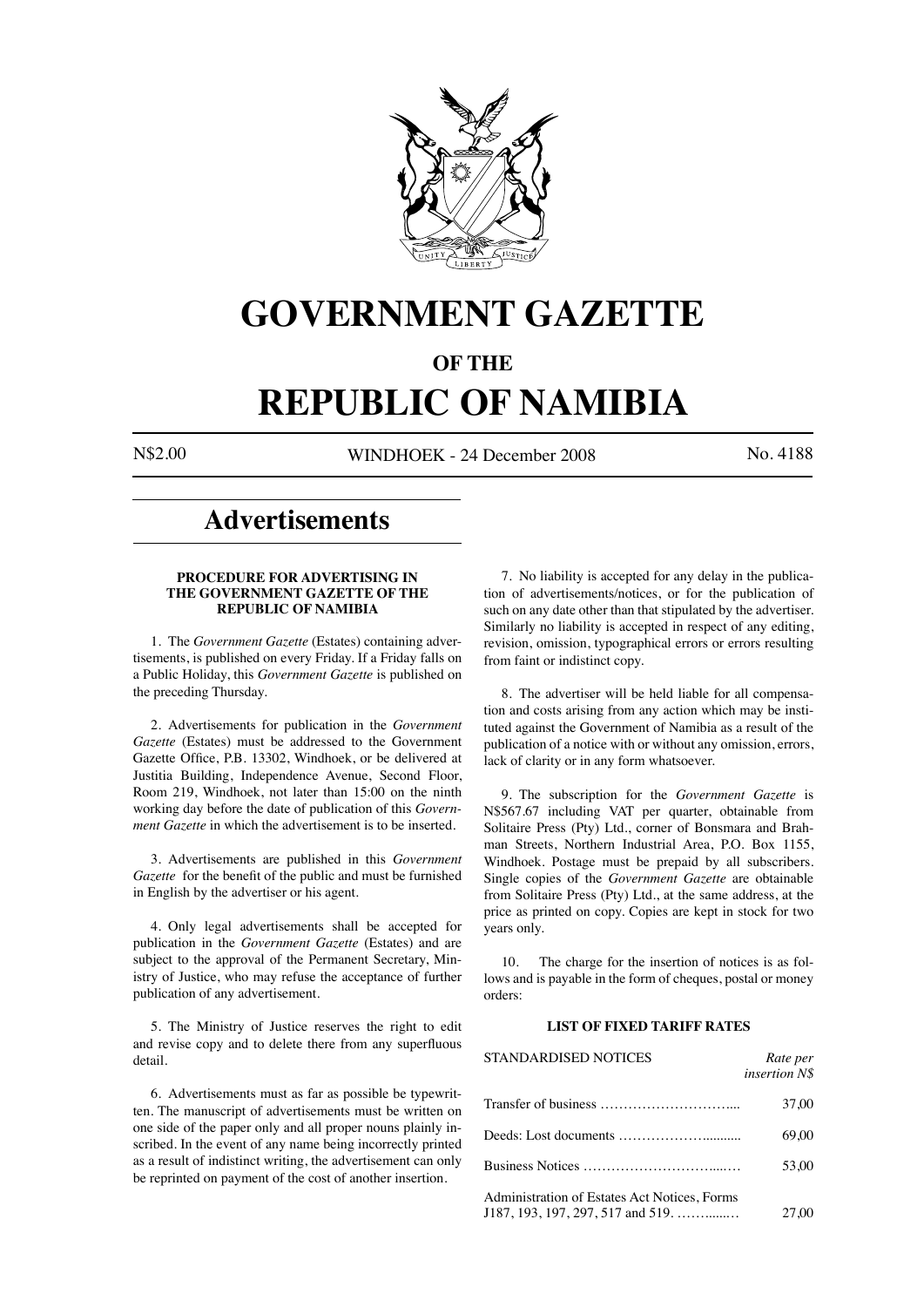# GOVERNMENT GAZETTE

## OF THE

# REPUBLIC OF NAMIBIA

N$2.00 WINDHOEK - 24 December 2008 No. 4188

# Advertisements

### PROCEDURE FOR ADVERTISING IN THE GOVERNMENT GAZETTE OF THE REPUBLIC OF NAMIBIA

1. The *Government Gazette* (Estates) containing advertisements, is published on every Friday. If a Friday falls on a Public Holiday, this *Government Gazette* is published on the preceding Thursday.

2. Advertisements for publication in the *Government Gazette* (Estates) must be addressed to the Government Gazette Office, P.B. 13302, Windhoek, or be delivered at Justitia Building, Independence Avenue, Second Floor, Room 219, Windhoek, not later than 15:00 on the ninth working day before the date of publication of this *Government Gazette* in which the advertisement is to be inserted.

3. Advertisements are published in this *Government Gazette* for the benefit of the public and must be furnished in English by the advertiser or his agent.

4. Only legal advertisements shall be accepted for publication in the *Government Gazette* (Estates) and are subject to the approval of the Permanent Secretary, Ministry of Justice, who may refuse the acceptance of further publication of any advertisement.

5. The Ministry of Justice reserves the right to edit and revise copy and to delete there from any superfluous detail.

6. Advertisements must as far as possible be typewritten. The manuscript of advertisements must be written on one side of the paper only and all proper nouns plainly inscribed. In the event of any name being incorrectly printed as a result of indistinct writing, the advertisement can only be reprinted on payment of the cost of another insertion.

7. No liability is accepted for any delay in the publication of advertisements/notices, or for the publication of such on any date other than that stipulated by the advertiser. Similarly no liability is accepted in respect of any editing, revision, omission, typographical errors or errors resulting from faint or indistinct copy.

8. The advertiser will be held liable for all compensation and costs arising from any action which may be instituted against the Government of Namibia as a result of the publication of a notice with or without any omission, errors, lack of clarity or in any form whatsoever.

9. The subscription for the *Government Gazette* is N$567.67 including VAT per quarter, obtainable from Solitaire Press (Pty) Ltd., corner of Bonsmara and Brahman Streets, Northern Industrial Area, P.O. Box 1155, Windhoek. Postage must be prepaid by all subscribers. Single copies of the *Government Gazette* are obtainable from Solitaire Press (Pty) Ltd., at the same address, at the price as printed on copy. Copies are kept in stock for two years only.

10. The charge for the insertion of notices is as follows and is payable in the form of cheques, postal or money orders:

### LIST OF FIXED TARIFF RATES

| STANDARDISED NOTICES | *Rate per insertion N$* |
|---|---|
| Transfer of business ………………………... | 37,00 |
| Deeds: Lost documents ………………........... | 69,00 |
| Business Notices …………………………...… | 53,00 |
| Administration of Estates Act Notices, Forms J187, 193, 197, 297, 517 and 519. ……......… | 27,00 |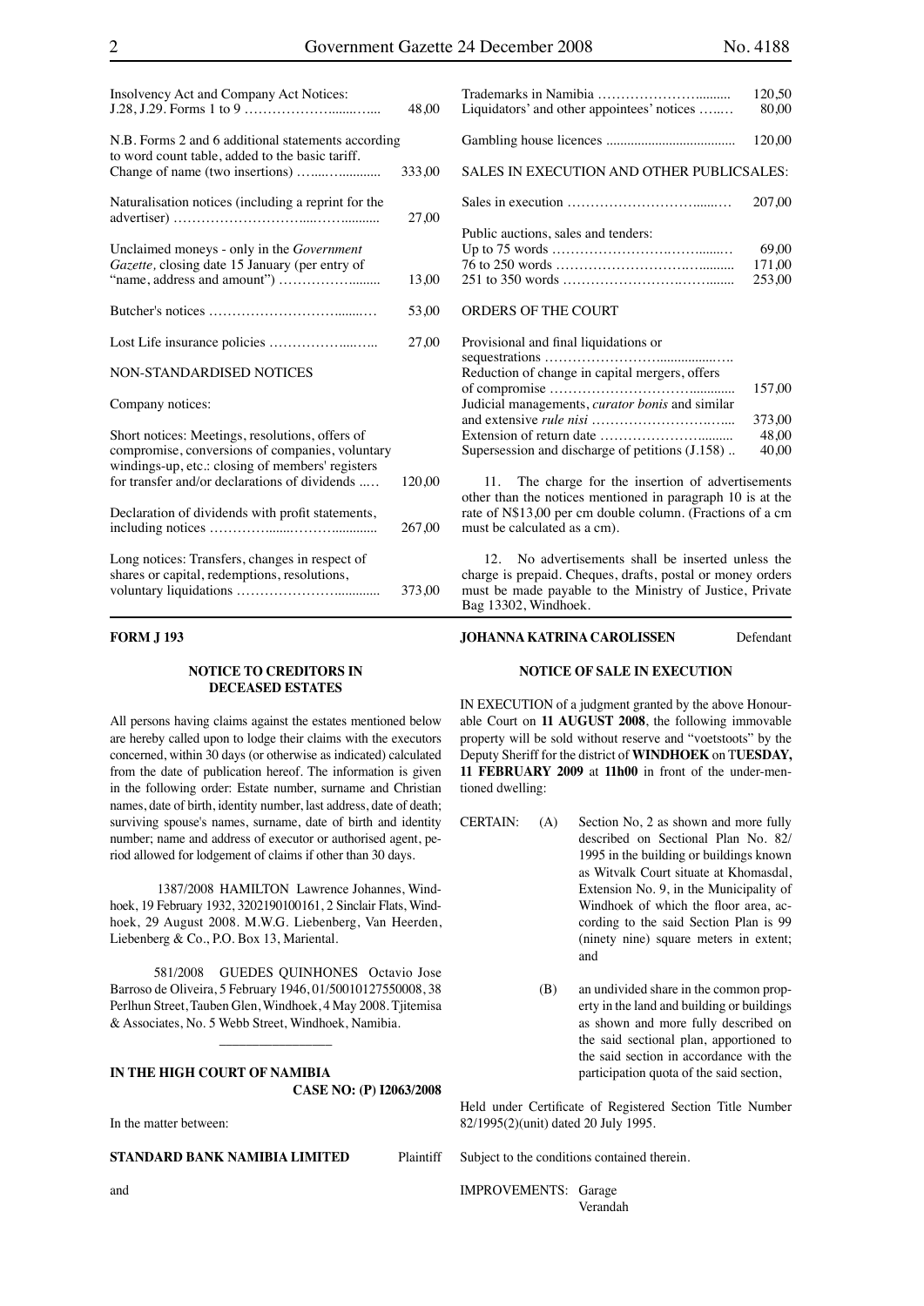| | |
|---|---|
| Insolvency Act and Company Act Notices: J.28, J.29. Forms 1 to 9 …………………......…... | 48,00 |
| N.B. Forms 2 and 6 additional statements according to word count table, added to the basic tariff. | |
| Change of name (two insertions) …....…........... | 333,00 |
| Naturalisation notices (including a reprint for the advertiser) ………………………....……........... | 27,00 |
| Unclaimed moneys - only in the *Government Gazette,* closing date 15 January (per entry of "name, address and amount") ………………......... | 13,00 |
| Butcher's notices …………………………......… | 53,00 |
| Lost Life insurance policies ………………...…... | 27,00 |

NON-STANDARDISED NOTICES

Company notices:

| | |
|---|---|
| Short notices: Meetings, resolutions, offers of compromise, conversions of companies, voluntary windings-up, etc.: closing of members' registers for transfer and/or declarations of dividends ..… | 120,00 |
| Declaration of dividends with profit statements, including notices …………......………............ | 267,00 |
| Long notices: Transfers, changes in respect of shares or capital, redemptions, resolutions, voluntary liquidations ………………….............. | 373,00 |
| Trademarks in Namibia ……………………......... | 120,50 |
| Liquidators' and other appointees' notices …..… | 80,00 |
| Gambling house licences .................................... | 120,00 |

SALES IN EXECUTION AND OTHER PUBLICSALES:

| | |
|---|---|
| Sales in execution ……………………….....…. | 207,00 |
| Public auctions, sales and tenders: | |
| Up to 75 words …………………….……......… | 69,00 |
| 76 to 250 words ……………………….….......... | 171,00 |
| 251 to 350 words …………………….……........ | 253,00 |

ORDERS OF THE COURT

| | |
|---|---|
| Provisional and final liquidations or sequestrations …………………….................….. | |
| Reduction of change in capital mergers, offers of compromise …………………………............ | 157,00 |
| Judicial managements, *curator bonis* and similar and extensive *rule nisi* ………………………….. | 373,00 |
| Extension of return date …………………......... | 48,00 |
| Supersession and discharge of petitions (J.158) .. | 40,00 |

11. The charge for the insertion of advertisements other than the notices mentioned in paragraph 10 is at the rate of N$13,00 per cm double column. (Fractions of a cm must be calculated as a cm).

12. No advertisements shall be inserted unless the charge is prepaid. Cheques, drafts, postal or money orders must be made payable to the Ministry of Justice, Private Bag 13302, Windhoek.

---

**FORM J 193**

**NOTICE TO CREDITORS IN DECEASED ESTATES**

All persons having claims against the estates mentioned below are hereby called upon to lodge their claims with the executors concerned, within 30 days (or otherwise as indicated) calculated from the date of publication hereof. The information is given in the following order: Estate number, surname and Christian names, date of birth, identity number, last address, date of death; surviving spouse's names, surname, date of birth and identity number; name and address of executor or authorised agent, period allowed for lodgement of claims if other than 30 days.

1387/2008 HAMILTON Lawrence Johannes, Windhoek, 19 February 1932, 3202190100161, 2 Sinclair Flats, Windhoek, 29 August 2008. M.W.G. Liebenberg, Van Heerden, Liebenberg & Co., P.O. Box 13, Mariental.

581/2008 GUEDES QUINHONES Octavio Jose Barroso de Oliveira, 5 February 1946, 01/50010127550008, 38 Perlhun Street, Tauben Glen, Windhoek, 4 May 2008. Tjitemisa & Associates, No. 5 Webb Street, Windhoek, Namibia.

---

**IN THE HIGH COURT OF NAMIBIA**

**CASE NO: (P) I2063/2008**

In the matter between:

**STANDARD BANK NAMIBIA LIMITED** Plaintiff

and

**JOHANNA KATRINA CAROLISSEN** Defendant

**NOTICE OF SALE IN EXECUTION**

IN EXECUTION of a judgment granted by the above Honourable Court on **11 AUGUST 2008**, the following immovable property will be sold without reserve and "voetstoots" by the Deputy Sheriff for the district of **WINDHOEK** on T**UESDAY, 11 FEBRUARY 2009** at **11h00** in front of the under-mentioned dwelling:

CERTAIN: (A) Section No, 2 as shown and more fully described on Sectional Plan No. 82/1995 in the building or buildings known as Witvalk Court situate at Khomasdal, Extension No. 9, in the Municipality of Windhoek of which the floor area, according to the said Section Plan is 99 (ninety nine) square meters in extent; and

(B) an undivided share in the common property in the land and building or buildings as shown and more fully described on the said sectional plan, apportioned to the said section in accordance with the participation quota of the said section,

Held under Certificate of Registered Section Title Number 82/1995(2)(unit) dated 20 July 1995.

Subject to the conditions contained therein.

IMPROVEMENTS: Garage
Verandah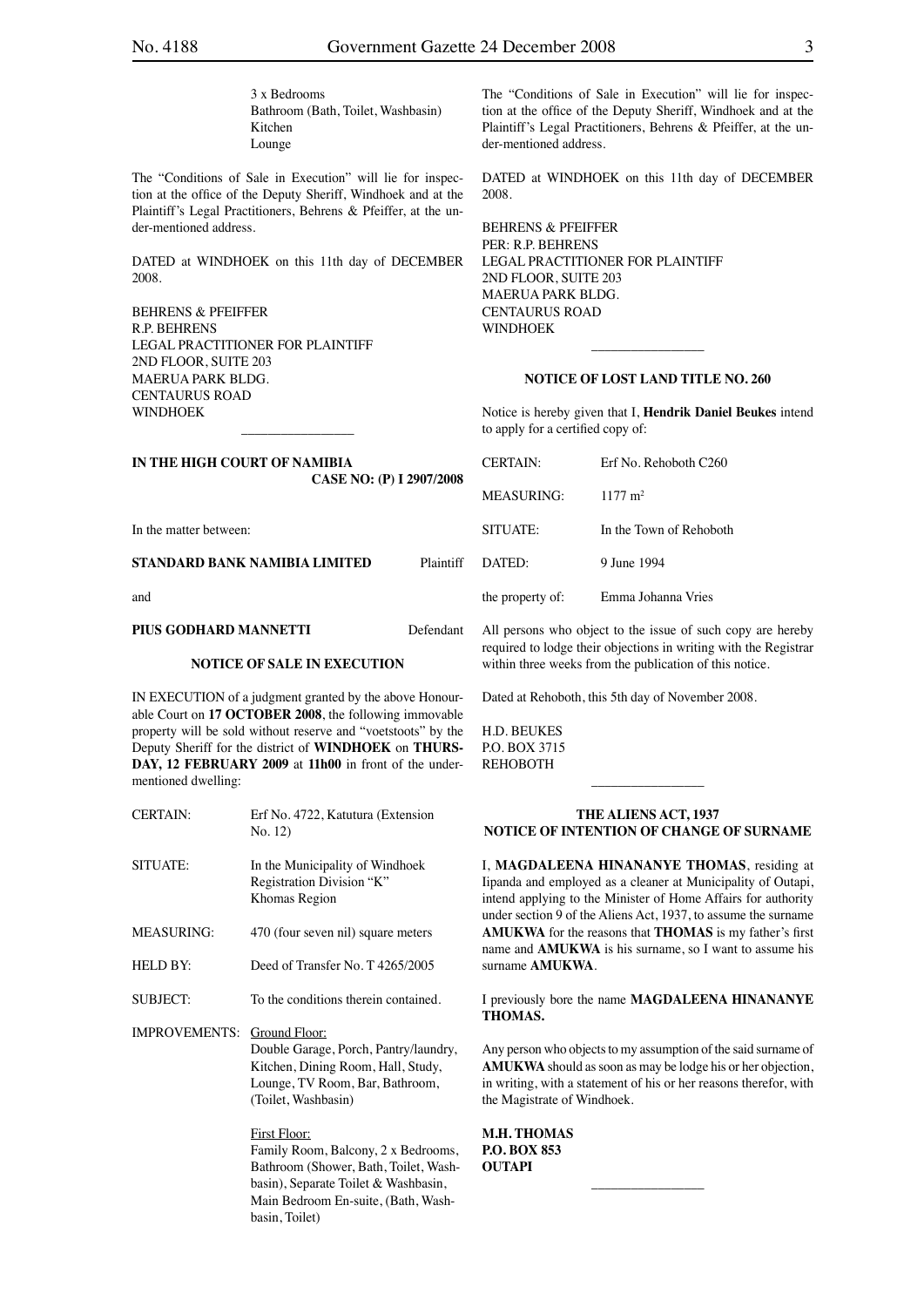3 x Bedrooms
Bathroom (Bath, Toilet, Washbasin)
Kitchen
Lounge

The "Conditions of Sale in Execution" will lie for inspection at the office of the Deputy Sheriff, Windhoek and at the Plaintiff's Legal Practitioners, Behrens & Pfeiffer, at the under-mentioned address.

DATED at WINDHOEK on this 11th day of DECEMBER 2008.

BEHRENS & PFEIFFER
R.P. BEHRENS
LEGAL PRACTITIONER FOR PLAINTIFF
2ND FLOOR, SUITE 203
MAERUA PARK BLDG.
CENTAURUS ROAD
WINDHOEK

---

**IN THE HIGH COURT OF NAMIBIA**
**CASE NO: (P) I 2907/2008**

In the matter between:

**STANDARD BANK NAMIBIA LIMITED** Plaintiff

and

**PIUS GODHARD MANNETTI** Defendant

**NOTICE OF SALE IN EXECUTION**

IN EXECUTION of a judgment granted by the above Honourable Court on **17 OCTOBER 2008**, the following immovable property will be sold without reserve and "voetstoots" by the Deputy Sheriff for the district of **WINDHOEK** on **THURSDAY, 12 FEBRUARY 2009** at **11h00** in front of the under-mentioned dwelling:

| | |
|---|---|
| CERTAIN: | Erf No. 4722, Katutura (Extension No. 12) |
| SITUATE: | In the Municipality of Windhoek Registration Division "K" Khomas Region |
| MEASURING: | 470 (four seven nil) square meters |
| HELD BY: | Deed of Transfer No. T 4265/2005 |
| SUBJECT: | To the conditions therein contained. |
| IMPROVEMENTS: | Ground Floor: Double Garage, Porch, Pantry/laundry, Kitchen, Dining Room, Hall, Study, Lounge, TV Room, Bar, Bathroom, (Toilet, Washbasin) |
| | First Floor: Family Room, Balcony, 2 x Bedrooms, Bathroom (Shower, Bath, Toilet, Washbasin), Separate Toilet & Washbasin, Main Bedroom En-suite, (Bath, Washbasin, Toilet) |

The "Conditions of Sale in Execution" will lie for inspection at the office of the Deputy Sheriff, Windhoek and at the Plaintiff's Legal Practitioners, Behrens & Pfeiffer, at the under-mentioned address.

DATED at WINDHOEK on this 11th day of DECEMBER 2008.

BEHRENS & PFEIFFER
PER: R.P. BEHRENS
LEGAL PRACTITIONER FOR PLAINTIFF
2ND FLOOR, SUITE 203
MAERUA PARK BLDG.
CENTAURUS ROAD
WINDHOEK

---

**NOTICE OF LOST LAND TITLE NO. 260**

Notice is hereby given that I, **Hendrik Daniel Beukes** intend to apply for a certified copy of:

| | |
|---|---|
| CERTAIN: | Erf No. Rehoboth C260 |
| MEASURING: | 1177 m$^2$ |
| SITUATE: | In the Town of Rehoboth |
| DATED: | 9 June 1994 |
| the property of: | Emma Johanna Vries |

All persons who object to the issue of such copy are hereby required to lodge their objections in writing with the Registrar within three weeks from the publication of this notice.

Dated at Rehoboth, this 5th day of November 2008.

H.D. BEUKES
P.O. BOX 3715
REHOBOTH

---

**THE ALIENS ACT, 1937**
**NOTICE OF INTENTION OF CHANGE OF SURNAME**

I, **MAGDALEENA HINANANYE THOMAS**, residing at Iipanda and employed as a cleaner at Municipality of Outapi, intend applying to the Minister of Home Affairs for authority under section 9 of the Aliens Act, 1937, to assume the surname **AMUKWA** for the reasons that **THOMAS** is my father's first name and **AMUKWA** is his surname, so I want to assume his surname **AMUKWA**.

I previously bore the name **MAGDALEENA HINANANYE THOMAS.**

Any person who objects to my assumption of the said surname of **AMUKWA** should as soon as may be lodge his or her objection, in writing, with a statement of his or her reasons therefor, with the Magistrate of Windhoek.

**M.H. THOMAS**
**P.O. BOX 853**
**OUTAPI**

---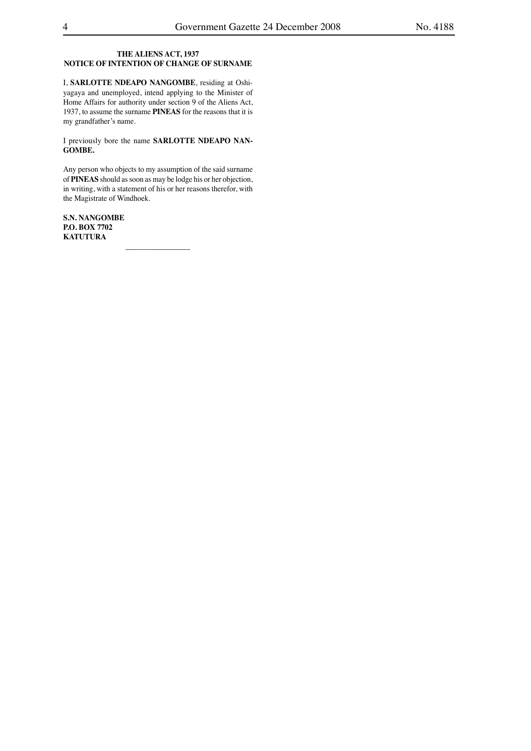**THE ALIENS ACT, 1937**
**NOTICE OF INTENTION OF CHANGE OF SURNAME**

I, **SARLOTTE NDEAPO NANGOMBE**, residing at Oshiyagaya and unemployed, intend applying to the Minister of Home Affairs for authority under section 9 of the Aliens Act, 1937, to assume the surname **PINEAS** for the reasons that it is my grandfather's name.

I previously bore the name **SARLOTTE NDEAPO NANGOMBE.**

Any person who objects to my assumption of the said surname of **PINEAS** should as soon as may be lodge his or her objection, in writing, with a statement of his or her reasons therefor, with the Magistrate of Windhoek.

**S.N. NANGOMBE**
**P.O. BOX 7702**
**KATUTURA**

---